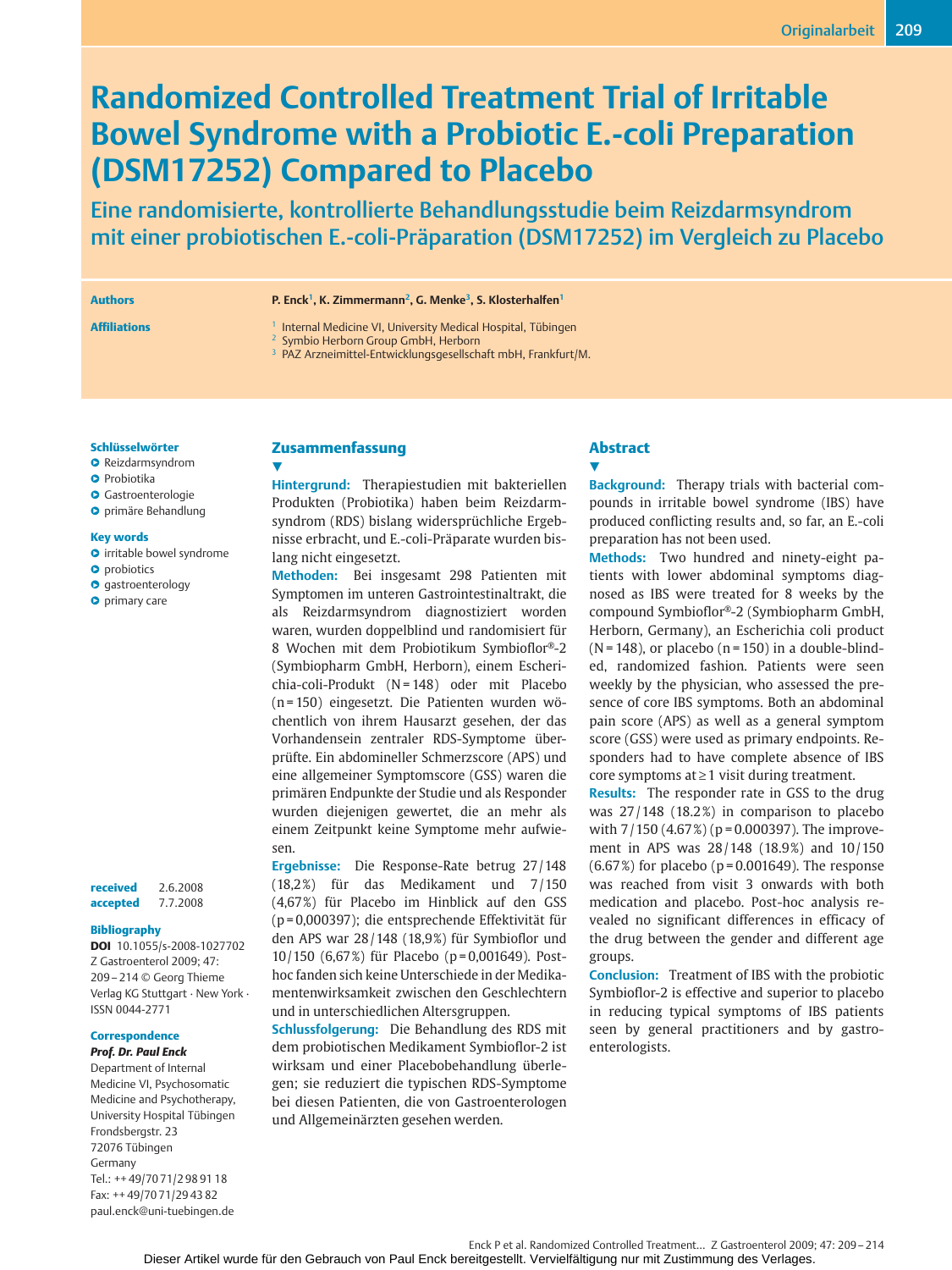# Randomized Controlled Treatment Trial of Irritable Bowel Syndrome with a Probiotic E.-coli Preparation (DSM17252) Compared to Placebo

## Eine randomisierte, kontrollierte Behandlungsstudie beim Reizdarmsyndrom mit einer probiotischen E.-coli-Präparation (DSM17252) im Vergleich zu Placebo

**Authors**

P. Enck[1], K. Zimmermann[2], G. Menke[3], S. Klosterhalfen[1]

**Affiliations**

[1] Internal Medicine VI, University Medical Hospital, Tübingen
[2] Symbio Herborn Group GmbH, Herborn
[3] PAZ Arzneimittel-Entwicklungsgesellschaft mbH, Frankfurt/M.

**Schlüsselwörter**

- Reizdarmsyndrom
- Probiotika
- Gastroenterologie
- primäre Behandlung

**Key words**

- irritable bowel syndrome
- probiotics
- gastroenterology
- primary care

**received** 2.6.2008
**accepted** 7.7.2008

**Bibliography**

**DOI** 10.1055/s-2008-1027702
Z Gastroenterol 2009; 47: 209–214 © Georg Thieme Verlag KG Stuttgart · New York · ISSN 0044-2771

**Correspondence**

***Prof. Dr. Paul Enck***
Department of Internal Medicine VI, Psychosomatic Medicine and Psychotherapy, University Hospital Tübingen
Frondsbergstr. 23
72076 Tübingen
Germany
Tel.: ++ 49/70 71/2 98 91 18
Fax: ++ 49/70 71/29 43 82
paul.enck@uni-tuebingen.de

## Zusammenfassung

**Hintergrund:** Therapiestudien mit bakteriellen Produkten (Probiotika) haben beim Reizdarmsyndrom (RDS) bislang widersprüchliche Ergebnisse erbracht, und E.-coli-Präparate wurden bislang nicht eingesetzt.

**Methoden:** Bei insgesamt 298 Patienten mit Symptomen im unteren Gastrointestinaltrakt, die als Reizdarmsyndrom diagnostiziert worden waren, wurden doppelblind und randomisiert für 8 Wochen mit dem Probiotikum Symbioflor®-2 (Symbiopharm GmbH, Herborn), einem Escherichia-coli-Produkt (N = 148) oder mit Placebo (n = 150) eingesetzt. Die Patienten wurden wöchentlich von ihrem Hausarzt gesehen, der das Vorhandensein zentraler RDS-Symptome überprüfte. Ein abdomineller Schmerzscore (APS) und eine allgemeiner Symptomscore (GSS) waren die primären Endpunkte der Studie und als Responder wurden diejenigen gewertet, die an mehr als einem Zeitpunkt keine Symptome mehr aufwiesen.

**Ergebnisse:** Die Response-Rate betrug 27/148 (18,2%) für das Medikament und 7/150 (4,67%) für Placebo im Hinblick auf den GSS (p = 0,000397); die entsprechende Effektivität für den APS war 28/148 (18,9%) für Symbioflor und 10/150 (6,67%) für Placebo (p = 0,001649). Post-hoc fanden sich keine Unterschiede in der Medikamentenwirksamkeit zwischen den Geschlechtern und in unterschiedlichen Altersgruppen.

**Schlussfolgerung:** Die Behandlung des RDS mit dem probiotischen Medikament Symbioflor-2 ist wirksam und einer Placebobehandlung überlegen; sie reduziert die typischen RDS-Symptome bei diesen Patienten, die von Gastroenterologen und Allgemeinärzten gesehen werden.

## Abstract

**Background:** Therapy trials with bacterial compounds in irritable bowel syndrome (IBS) have produced conflicting results and, so far, an E.-coli preparation has not been used.

**Methods:** Two hundred and ninety-eight patients with lower abdominal symptoms diagnosed as IBS were treated for 8 weeks by the compound Symbioflor®-2 (Symbiopharm GmbH, Herborn, Germany), an Escherichia coli product (N = 148), or placebo (n = 150) in a double-blinded, randomized fashion. Patients were seen weekly by the physician, who assessed the presence of core IBS symptoms. Both an abdominal pain score (APS) as well as a general symptom score (GSS) were used as primary endpoints. Responders had to have complete absence of IBS core symptoms at ≥ 1 visit during treatment.

**Results:** The responder rate in GSS to the drug was 27/148 (18.2%) in comparison to placebo with 7/150 (4.67%) (p = 0.000397). The improvement in APS was 28/148 (18.9%) and 10/150 (6.67%) for placebo (p = 0.001649). The response was reached from visit 3 onwards with both medication and placebo. Post-hoc analysis revealed no significant differences in efficacy of the drug between the gender and different age groups.

**Conclusion:** Treatment of IBS with the probiotic Symbioflor-2 is effective and superior to placebo in reducing typical symptoms of IBS patients seen by general practitioners and by gastroenterologists.

Dieser Artikel wurde für den Gebrauch von Paul Enck bereitgestellt. Vervielfältigung nur mit Zustimmung des Verlages.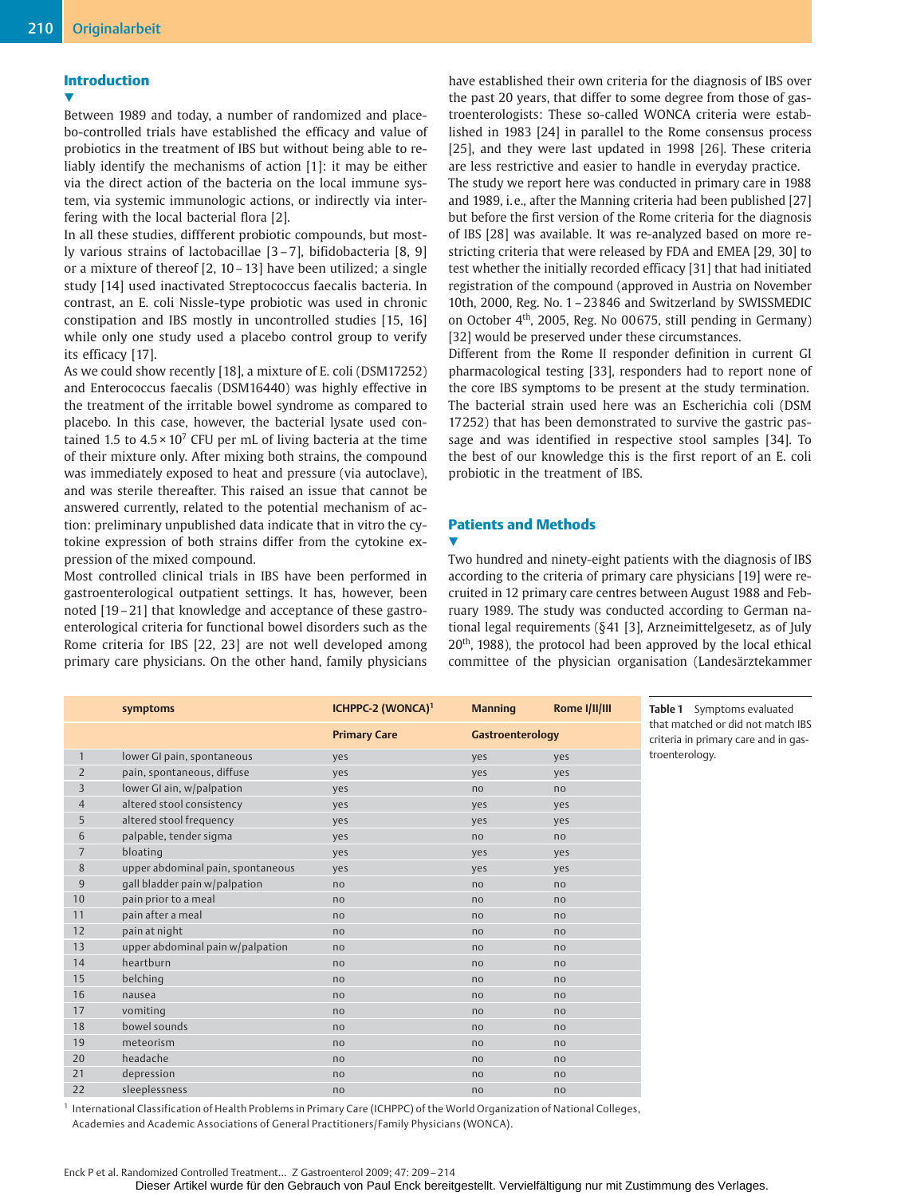## Introduction

Between 1989 and today, a number of randomized and placebo-controlled trials have established the efficacy and value of probiotics in the treatment of IBS but without being able to reliably identify the mechanisms of action [1]: it may be either via the direct action of the bacteria on the local immune system, via systemic immunologic actions, or indirectly via interfering with the local bacterial flora [2].

In all these studies, diffferent probiotic compounds, but mostly various strains of lactobacillae [3–7], bifidobacteria [8, 9] or a mixture of thereof [2, 10–13] have been utilized; a single study [14] used inactivated Streptococcus faecalis bacteria. In contrast, an E. coli Nissle-type probiotic was used in chronic constipation and IBS mostly in uncontrolled studies [15, 16] while only one study used a placebo control group to verify its efficacy [17].

As we could show recently [18], a mixture of E. coli (DSM17252) and Enterococcus faecalis (DSM16440) was highly effective in the treatment of the irritable bowel syndrome as compared to placebo. In this case, however, the bacterial lysate used contained 1.5 to $4.5 \times 10^7$ CFU per mL of living bacteria at the time of their mixture only. After mixing both strains, the compound was immediately exposed to heat and pressure (via autoclave), and was sterile thereafter. This raised an issue that cannot be answered currently, related to the potential mechanism of action: preliminary unpublished data indicate that in vitro the cytokine expression of both strains differ from the cytokine expression of the mixed compound.

Most controlled clinical trials in IBS have been performed in gastroenterological outpatient settings. It has, however, been noted [19–21] that knowledge and acceptance of these gastroenterological criteria for functional bowel disorders such as the Rome criteria for IBS [22, 23] are not well developed among primary care physicians. On the other hand, family physicians have established their own criteria for the diagnosis of IBS over the past 20 years, that differ to some degree from those of gastroenterologists: These so-called WONCA criteria were established in 1983 [24] in parallel to the Rome consensus process [25], and they were last updated in 1998 [26]. These criteria are less restrictive and easier to handle in everyday practice.

The study we report here was conducted in primary care in 1988 and 1989, i.e., after the Manning criteria had been published [27] but before the first version of the Rome criteria for the diagnosis of IBS [28] was available. It was re-analyzed based on more restricting criteria that were released by FDA and EMEA [29, 30] to test whether the initially recorded efficacy [31] that had initiated registration of the compound (approved in Austria on November 10th, 2000, Reg. No. 1–23846 and Switzerland by SWISSMEDIC on October 4th, 2005, Reg. No 00675, still pending in Germany) [32] would be preserved under these circumstances.

Different from the Rome II responder definition in current GI pharmacological testing [33], responders had to report none of the core IBS symptoms to be present at the study termination. The bacterial strain used here was an Escherichia coli (DSM 17252) that has been demonstrated to survive the gastric passage and was identified in respective stool samples [34]. To the best of our knowledge this is the first report of an E. coli probiotic in the treatment of IBS.

## Patients and Methods

Two hundred and ninety-eight patients with the diagnosis of IBS according to the criteria of primary care physicians [19] were recruited in 12 primary care centres between August 1988 and February 1989. The study was conducted according to German national legal requirements (§41 [3], Arzneimittelgesetz, as of July 20th, 1988), the protocol had been approved by the local ethical committee of the physician organisation (Landesärztekammer

| | symptoms | ICHPPC-2 (WONCA)[1] | Manning | Rome I/II/III |
|---|---|---|---|---|
| | | Primary Care | Gastroenterology | |
| 1 | lower GI pain, spontaneous | yes | yes | yes |
| 2 | pain, spontaneous, diffuse | yes | yes | yes |
| 3 | lower GI ain, w/palpation | yes | no | no |
| 4 | altered stool consistency | yes | yes | yes |
| 5 | altered stool frequency | yes | yes | yes |
| 6 | palpable, tender sigma | yes | no | no |
| 7 | bloating | yes | yes | yes |
| 8 | upper abdominal pain, spontaneous | yes | yes | yes |
| 9 | gall bladder pain w/palpation | no | no | no |
| 10 | pain prior to a meal | no | no | no |
| 11 | pain after a meal | no | no | no |
| 12 | pain at night | no | no | no |
| 13 | upper abdominal pain w/palpation | no | no | no |
| 14 | heartburn | no | no | no |
| 15 | belching | no | no | no |
| 16 | nausea | no | no | no |
| 17 | vomiting | no | no | no |
| 18 | bowel sounds | no | no | no |
| 19 | meteorism | no | no | no |
| 20 | headache | no | no | no |
| 21 | depression | no | no | no |
| 22 | sleeplessness | no | no | no |

[1] International Classification of Health Problems in Primary Care (ICHPPC) of the World Organization of National Colleges, Academies and Academic Associations of General Practitioners/Family Physicians (WONCA).

**Table 1** Symptoms evaluated that matched or did not match IBS criteria in primary care and in gastroenterology.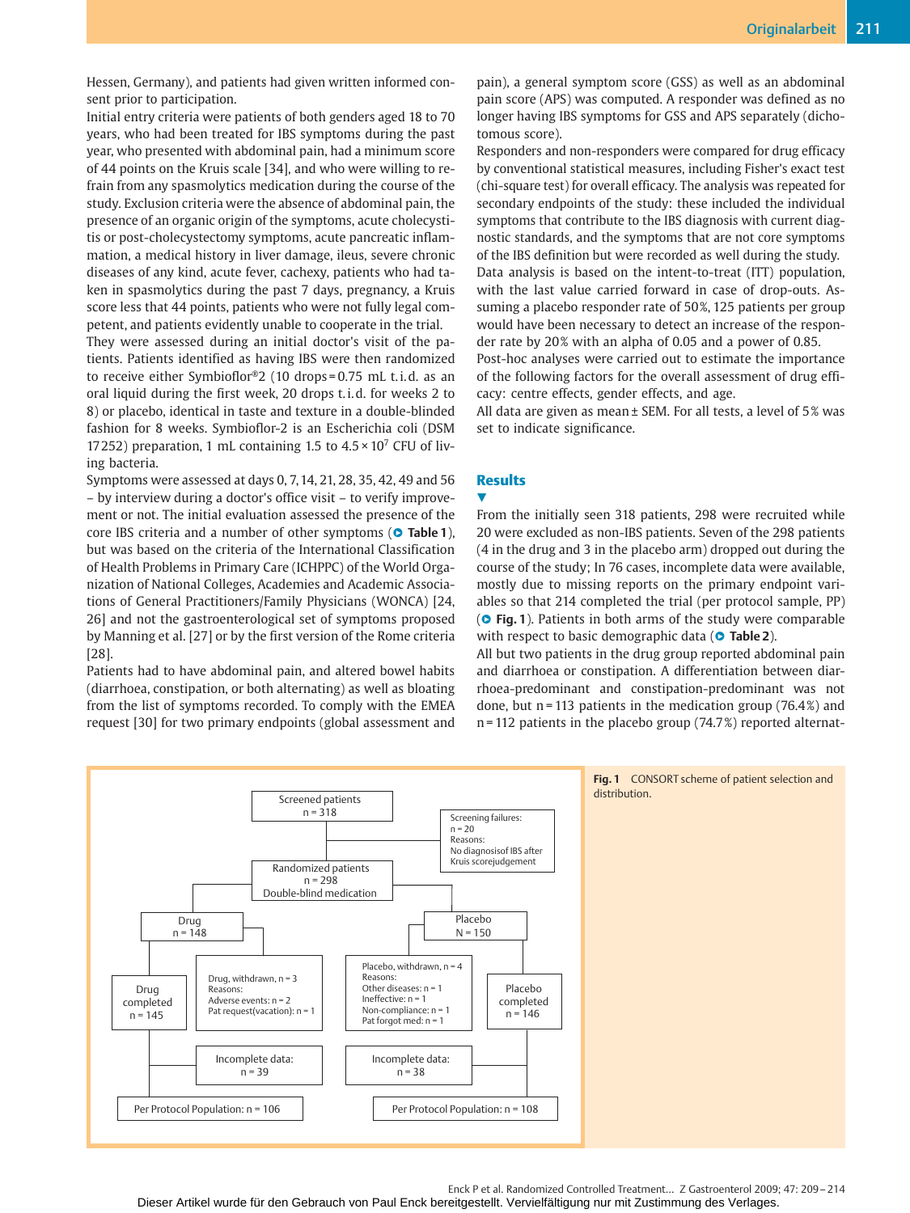Hessen, Germany), and patients had given written informed consent prior to participation.

Initial entry criteria were patients of both genders aged 18 to 70 years, who had been treated for IBS symptoms during the past year, who presented with abdominal pain, had a minimum score of 44 points on the Kruis scale [34], and who were willing to refrain from any spasmolytics medication during the course of the study. Exclusion criteria were the absence of abdominal pain, the presence of an organic origin of the symptoms, acute cholecystitis or post-cholecystectomy symptoms, acute pancreatic inflammation, a medical history in liver damage, ileus, severe chronic diseases of any kind, acute fever, cachexy, patients who had taken in spasmolytics during the past 7 days, pregnancy, a Kruis score less that 44 points, patients who were not fully legal competent, and patients evidently unable to cooperate in the trial.

They were assessed during an initial doctor's visit of the patients. Patients identified as having IBS were then randomized to receive either Symbioflor®2 (10 drops = 0.75 mL t.i.d. as an oral liquid during the first week, 20 drops t.i.d. for weeks 2 to 8) or placebo, identical in taste and texture in a double-blinded fashion for 8 weeks. Symbioflor-2 is an Escherichia coli (DSM 17252) preparation, 1 mL containing 1.5 to $4.5 \times 10^7$ CFU of living bacteria.

Symptoms were assessed at days 0, 7, 14, 21, 28, 35, 42, 49 and 56 – by interview during a doctor's office visit – to verify improvement or not. The initial evaluation assessed the presence of the core IBS criteria and a number of other symptoms (**Table 1**), but was based on the criteria of the International Classification of Health Problems in Primary Care (ICHPPC) of the World Organization of National Colleges, Academies and Academic Associations of General Practitioners/Family Physicians (WONCA) [24, 26] and not the gastroenterological set of symptoms proposed by Manning et al. [27] or by the first version of the Rome criteria [28].

Patients had to have abdominal pain, and altered bowel habits (diarrhoea, constipation, or both alternating) as well as bloating from the list of symptoms recorded. To comply with the EMEA request [30] for two primary endpoints (global assessment and pain), a general symptom score (GSS) as well as an abdominal pain score (APS) was computed. A responder was defined as no longer having IBS symptoms for GSS and APS separately (dichotomous score).

Responders and non-responders were compared for drug efficacy by conventional statistical measures, including Fisher's exact test (chi-square test) for overall efficacy. The analysis was repeated for secondary endpoints of the study: these included the individual symptoms that contribute to the IBS diagnosis with current diagnostic standards, and the symptoms that are not core symptoms of the IBS definition but were recorded as well during the study.

Data analysis is based on the intent-to-treat (ITT) population, with the last value carried forward in case of drop-outs. Assuming a placebo responder rate of 50%, 125 patients per group would have been necessary to detect an increase of the responder rate by 20% with an alpha of 0.05 and a power of 0.85.

Post-hoc analyses were carried out to estimate the importance of the following factors for the overall assessment of drug efficacy: centre effects, gender effects, and age.

All data are given as mean ± SEM. For all tests, a level of 5% was set to indicate significance.

## Results

From the initially seen 318 patients, 298 were recruited while 20 were excluded as non-IBS patients. Seven of the 298 patients (4 in the drug and 3 in the placebo arm) dropped out during the course of the study; In 76 cases, incomplete data were available, mostly due to missing reports on the primary endpoint variables so that 214 completed the trial (per protocol sample, PP) (**Fig. 1**). Patients in both arms of the study were comparable with respect to basic demographic data (**Table 2**).

All but two patients in the drug group reported abdominal pain and diarrhoea or constipation. A differentiation between diarrhoea-predominant and constipation-predominant was not done, but n = 113 patients in the medication group (76.4%) and n = 112 patients in the placebo group (74.7%) reported alternat-

Screened patients n = 318
Screening failures: n = 20; Reasons: No diagnosisof IBS after Kruis scorejudgement
Randomized patients n = 298; Double-blind medication
Drug n = 148 | Placebo N = 150
Drug, withdrawn, n = 3; Reasons: Adverse events: n = 2; Pat request(vacation): n = 1
Placebo, withdrawn, n = 4; Reasons: Other diseases: n = 1; Ineffective: n = 1; Non-compliance: n = 1; Pat forgot med: n = 1
Drug completed n = 145 | Placebo completed n = 146
Incomplete data: n = 39 | Incomplete data: n = 38
Per Protocol Population: n = 106 | Per Protocol Population: n = 108

**Fig. 1** CONSORT scheme of patient selection and distribution.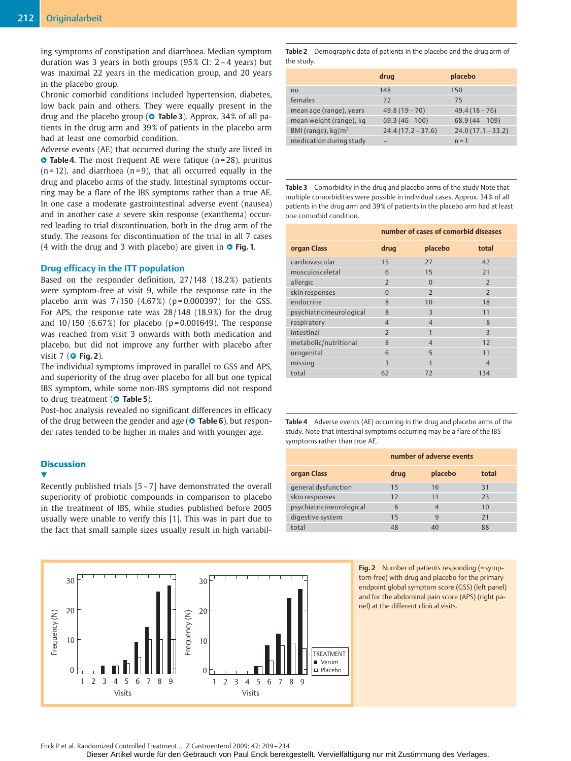ing symptoms of constipation and diarrhoea. Median symptom duration was 3 years in both groups (95% CI: 2–4 years) but was maximal 22 years in the medication group, and 20 years in the placebo group.

Chronic comorbid conditions included hypertension, diabetes, low back pain and others. They were equally present in the drug and the placebo group (Table 3). Approx. 34% of all patients in the drug arm and 39% of patients in the placebo arm had at least one comorbid condition.

Adverse events (AE) that occurred during the study are listed in Table 4. The most frequent AE were fatique (n=28), pruritus (n=12), and diarrhoea (n=9), that all occurred equally in the drug and placebo arms of the study. Intestinal symptoms occurring may be a flare of the IBS symptoms rather than a true AE. In one case a moderate gastrointestinal adverse event (nausea) and in another case a severe skin response (exanthema) occurred leading to trial discontinuation, both in the drug arm of the study. The reasons for discontinuation of the trial in all 7 cases (4 with the drug and 3 with placebo) are given in Fig. 1.

## Drug efficacy in the ITT population

Based on the responder definition, 27/148 (18.2%) patients were symptom-free at visit 9, while the response rate in the placebo arm was 7/150 (4.67%) (p=0.000397) for the GSS. For APS, the response rate was 28/148 (18.9%) for the drug and 10/150 (6.67%) for placebo (p=0.001649). The response was reached from visit 3 onwards with both medication and placebo, but did not improve any further with placebo after visit 7 (Fig. 2).

The individual symptoms improved in parallel to GSS and APS, and superiority of the drug over placebo for all but one typical IBS symptom, while some non-IBS symptoms did not respond to drug treatment (Table 5).

Post-hoc analysis revealed no significant differences in efficacy of the drug between the gender and age (Table 6), but responder rates tended to be higher in males and with younger age.

## Discussion

Recently published trials [5–7] have demonstrated the overall superiority of probiotic compounds in comparison to placebo in the treatment of IBS, while studies published before 2005 usually were unable to verify this [1]. This was in part due to the fact that small sample sizes usually result in high variabil-

**Table 2** Demographic data of patients in the placebo and the drug arm of the study.

| | drug | placebo |
|---|---|---|
| no | 148 | 150 |
| females | 72 | 75 |
| mean age (range), years | 49.8 (19–70) | 49.4 (18–76) |
| mean weight (range), kg | 69.3 (46–100) | 68.9 (44–109) |
| BMI (range), kg/m² | 24.4 (17.2–37.6) | 24.0 (17.1–33.2) |
| medication during study | – | n=1 |

**Table 3** Comorbidity in the drug and placebo arms of the study Note that multiple comorbidities were possible in individual cases. Approx. 34% of all patients in the drug arm and 39% of patients in the placebo arm had at least one comorbid condition.

| | number of cases of comorbid diseases | | |
|---|---|---|---|
| organ Class | drug | placebo | total |
| cardiovascular | 15 | 27 | 42 |
| musculosceletal | 6 | 15 | 21 |
| allergic | 2 | 0 | 2 |
| skin responses | 0 | 2 | 2 |
| endocrine | 8 | 10 | 18 |
| psychiatric/neurological | 8 | 3 | 11 |
| respiratory | 4 | 4 | 8 |
| intestinal | 2 | 1 | 3 |
| metabolic/nutritional | 8 | 4 | 12 |
| urogenital | 6 | 5 | 11 |
| missing | 3 | 1 | 4 |
| total | 62 | 72 | 134 |

**Table 4** Adverse events (AE) occurring in the drug and placebo arms of the study. Note that intestinal symptoms occurring may be a flare of the IBS symptoms rather than true AE.

| | number of adverse events | | |
|---|---|---|---|
| organ Class | drug | placebo | total |
| general dysfunction | 15 | 16 | 31 |
| skin responses | 12 | 11 | 23 |
| psychiatric/neurological | 6 | 4 | 10 |
| digestive system | 15 | 9 | 21 |
| total | 48 | 40 | 88 |

**Fig. 2** Number of patients responding (= symptom-free) with drug and placebo for the primary endpoint global symptom score (GSS) (left panel) and for the abdominal pain score (APS) (right panel) at the different clinical visits.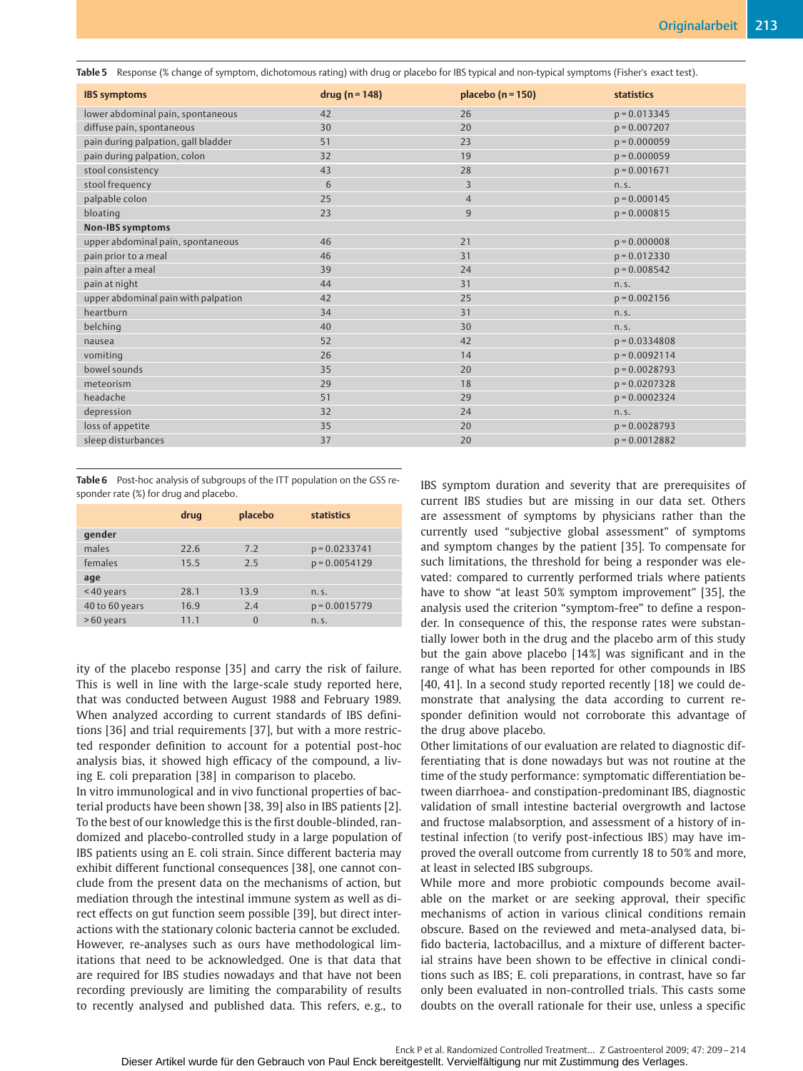**Table 5** Response (% change of symptom, dichotomous rating) with drug or placebo for IBS typical and non-typical symptoms (Fisher's exact test).

| IBS symptoms | drug (n = 148) | placebo (n = 150) | statistics |
|---|---|---|---|
| lower abdominal pain, spontaneous | 42 | 26 | p = 0.013345 |
| diffuse pain, spontaneous | 30 | 20 | p = 0.007207 |
| pain during palpation, gall bladder | 51 | 23 | p = 0.000059 |
| pain during palpation, colon | 32 | 19 | p = 0.000059 |
| stool consistency | 43 | 28 | p = 0.001671 |
| stool frequency | 6 | 3 | n. s. |
| palpable colon | 25 | 4 | p = 0.000145 |
| bloating | 23 | 9 | p = 0.000815 |
| **Non-IBS symptoms** | | | |
| upper abdominal pain, spontaneous | 46 | 21 | p = 0.000008 |
| pain prior to a meal | 46 | 31 | p = 0.012330 |
| pain after a meal | 39 | 24 | p = 0.008542 |
| pain at night | 44 | 31 | n. s. |
| upper abdominal pain with palpation | 42 | 25 | p = 0.002156 |
| heartburn | 34 | 31 | n. s. |
| belching | 40 | 30 | n. s. |
| nausea | 52 | 42 | p = 0.0334808 |
| vomiting | 26 | 14 | p = 0.0092114 |
| bowel sounds | 35 | 20 | p = 0.0028793 |
| meteorism | 29 | 18 | p = 0.0207328 |
| headache | 51 | 29 | p = 0.0002324 |
| depression | 32 | 24 | n. s. |
| loss of appetite | 35 | 20 | p = 0.0028793 |
| sleep disturbances | 37 | 20 | p = 0.0012882 |

**Table 6** Post-hoc analysis of subgroups of the ITT population on the GSS responder rate (%) for drug and placebo.

| | drug | placebo | statistics |
|---|---|---|---|
| **gender** | | | |
| males | 22.6 | 7.2 | p = 0.0233741 |
| females | 15.5 | 2.5 | p = 0.0054129 |
| **age** | | | |
| < 40 years | 28.1 | 13.9 | n. s. |
| 40 to 60 years | 16.9 | 2.4 | p = 0.0015779 |
| > 60 years | 11.1 | 0 | n. s. |

ity of the placebo response [35] and carry the risk of failure. This is well in line with the large-scale study reported here, that was conducted between August 1988 and February 1989. When analyzed according to current standards of IBS definitions [36] and trial requirements [37], but with a more restricted responder definition to account for a potential post-hoc analysis bias, it showed high efficacy of the compound, a living E. coli preparation [38] in comparison to placebo.

In vitro immunological and in vivo functional properties of bacterial products have been shown [38, 39] also in IBS patients [2]. To the best of our knowledge this is the first double-blinded, randomized and placebo-controlled study in a large population of IBS patients using an E. coli strain. Since different bacteria may exhibit different functional consequences [38], one cannot conclude from the present data on the mechanisms of action, but mediation through the intestinal immune system as well as direct effects on gut function seem possible [39], but direct interactions with the stationary colonic bacteria cannot be excluded.

However, re-analyses such as ours have methodological limitations that need to be acknowledged. One is that data that are required for IBS studies nowadays and that have not been recording previously are limiting the comparability of results to recently analysed and published data. This refers, e.g., to IBS symptom duration and severity that are prerequisites of current IBS studies but are missing in our data set. Others are assessment of symptoms by physicians rather than the currently used "subjective global assessment" of symptoms and symptom changes by the patient [35]. To compensate for such limitations, the threshold for being a responder was elevated: compared to currently performed trials where patients have to show "at least 50% symptom improvement" [35], the analysis used the criterion "symptom-free" to define a responder. In consequence of this, the response rates were substantially lower both in the drug and the placebo arm of this study but the gain above placebo [14%] was significant and in the range of what has been reported for other compounds in IBS [40, 41]. In a second study reported recently [18] we could demonstrate that analysing the data according to current responder definition would not corroborate this advantage of the drug above placebo.

Other limitations of our evaluation are related to diagnostic differentiating that is done nowadays but was not routine at the time of the study performance: symptomatic differentiation between diarrhoea- and constipation-predominant IBS, diagnostic validation of small intestine bacterial overgrowth and lactose and fructose malabsorption, and assessment of a history of intestinal infection (to verify post-infectious IBS) may have improved the overall outcome from currently 18 to 50% and more, at least in selected IBS subgroups.

While more and more probiotic compounds become available on the market or are seeking approval, their specific mechanisms of action in various clinical conditions remain obscure. Based on the reviewed and meta-analysed data, bifido bacteria, lactobacillus, and a mixture of different bacterial strains have been shown to be effective in clinical conditions such as IBS; E. coli preparations, in contrast, have so far only been evaluated in non-controlled trials. This casts some doubts on the overall rationale for their use, unless a specific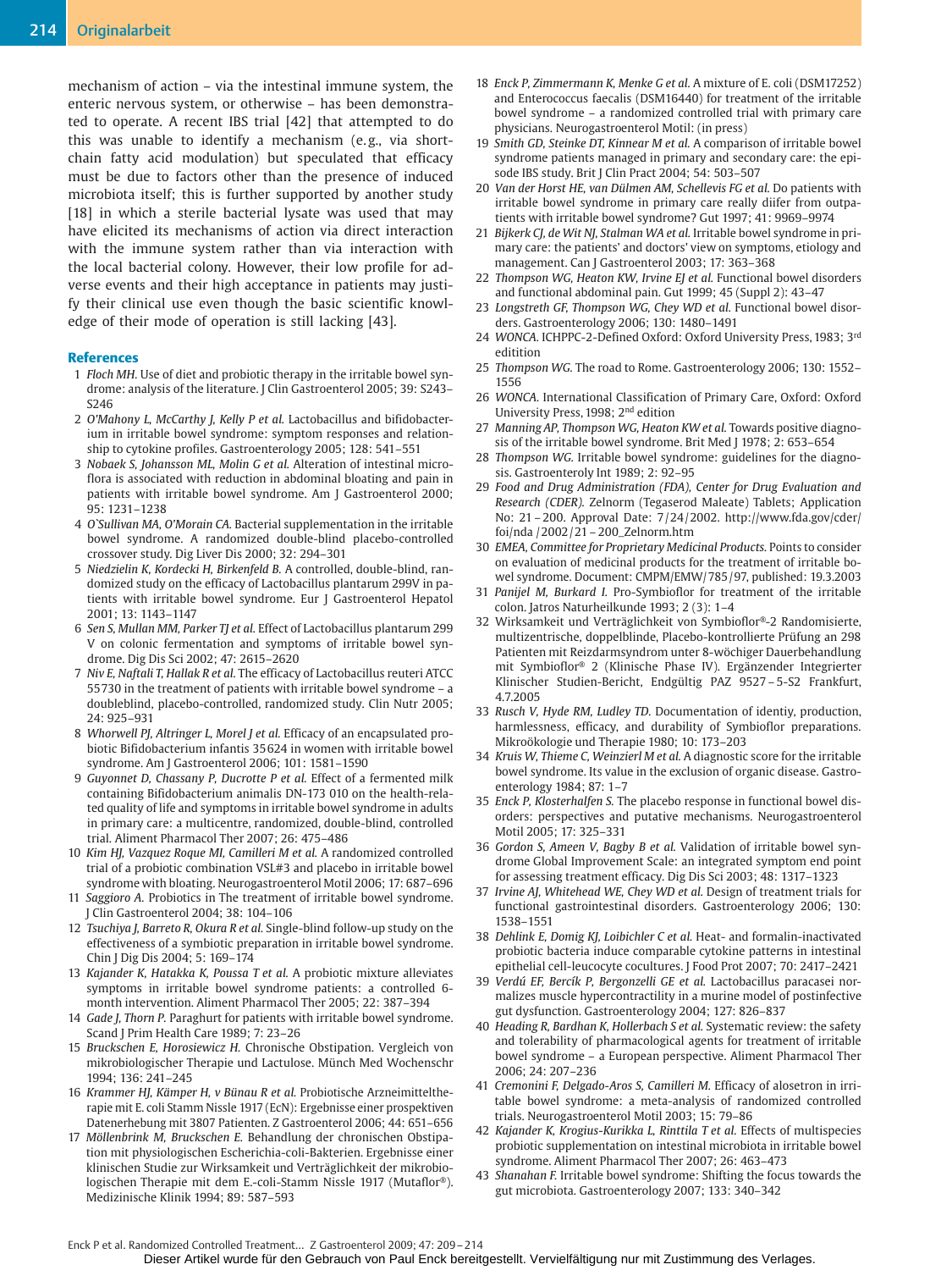mechanism of action – via the intestinal immune system, the enteric nervous system, or otherwise – has been demonstrated to operate. A recent IBS trial [42] that attempted to do this was unable to identify a mechanism (e.g., via short-chain fatty acid modulation) but speculated that efficacy must be due to factors other than the presence of induced microbiota itself; this is further supported by another study [18] in which a sterile bacterial lysate was used that may have elicited its mechanisms of action via direct interaction with the immune system rather than via interaction with the local bacterial colony. However, their low profile for adverse events and their high acceptance in patients may justify their clinical use even though the basic scientific knowledge of their mode of operation is still lacking [43].

## References

1. *Floch MH.* Use of diet and probiotic therapy in the irritable bowel syndrome: analysis of the literature. J Clin Gastroenterol 2005; 39: S243–S246
2. *O'Mahony L, McCarthy J, Kelly P et al.* Lactobacillus and bifidobacterium in irritable bowel syndrome: symptom responses and relationship to cytokine profiles. Gastroenterology 2005; 128: 541–551
3. *Nobaek S, Johansson ML, Molin G et al.* Alteration of intestinal microflora is associated with reduction in abdominal bloating and pain in patients with irritable bowel syndrome. Am J Gastroenterol 2000; 95: 1231–1238
4. *O`Sullivan MA, O'Morain CA.* Bacterial supplementation in the irritable bowel syndrome. A randomized double-blind placebo-controlled crossover study. Dig Liver Dis 2000; 32: 294–301
5. *Niedzielin K, Kordecki H, Birkenfeld B.* A controlled, double-blind, randomized study on the efficacy of Lactobacillus plantarum 299V in patients with irritable bowel syndrome. Eur J Gastroenterol Hepatol 2001; 13: 1143–1147
6. *Sen S, Mullan MM, Parker TJ et al.* Effect of Lactobacillus plantarum 299 V on colonic fermentation and symptoms of irritable bowel syndrome. Dig Dis Sci 2002; 47: 2615–2620
7. *Niv E, Naftali T, Hallak R et al.* The efficacy of Lactobacillus reuteri ATCC 55730 in the treatment of patients with irritable bowel syndrome – a doubleblind, placebo-controlled, randomized study. Clin Nutr 2005; 24: 925–931
8. *Whorwell PJ, Altringer L, Morel J et al.* Efficacy of an encapsulated probiotic Bifidobacterium infantis 35624 in women with irritable bowel syndrome. Am J Gastroenterol 2006; 101: 1581–1590
9. *Guyonnet D, Chassany P, Ducrotte P et al.* Effect of a fermented milk containing Bifidobacterium animalis DN-173 010 on the health-related quality of life and symptoms in irritable bowel syndrome in adults in primary care: a multicentre, randomized, double-blind, controlled trial. Aliment Pharmacol Ther 2007; 26: 475–486
10. *Kim HJ, Vazquez Roque MI, Camilleri M et al.* A randomized controlled trial of a probiotic combination VSL#3 and placebo in irritable bowel syndrome with bloating. Neurogastroenterol Motil 2006; 17: 687–696
11. *Saggioro A.* Probiotics in The treatment of irritable bowel syndrome. J Clin Gastroenterol 2004; 38: 104–106
12. *Tsuchiya J, Barreto R, Okura R et al.* Single-blind follow-up study on the effectiveness of a symbiotic preparation in irritable bowel syndrome. Chin J Dig Dis 2004; 5: 169–174
13. *Kajander K, Hatakka K, Poussa T et al.* A probiotic mixture alleviates symptoms in irritable bowel syndrome patients: a controlled 6-month intervention. Aliment Pharmacol Ther 2005; 22: 387–394
14. *Gade J, Thorn P.* Paraghurt for patients with irritable bowel syndrome. Scand J Prim Health Care 1989; 7: 23–26
15. *Bruckschen E, Horosiewicz H.* Chronische Obstipation. Vergleich von mikrobiologischer Therapie und Lactulose. Münch Med Wochenschr 1994; 136: 241–245
16. *Krammer HJ, Kämper H, v Bünau R et al.* Probiotische Arzneimitteltherapie mit E. coli Stamm Nissle 1917 (EcN): Ergebnisse einer prospektiven Datenerhebung mit 3807 Patienten. Z Gastroenterol 2006; 44: 651–656
17. *Möllenbrink M, Bruckschen E.* Behandlung der chronischen Obstipation mit physiologischen Escherichia-coli-Bakterien. Ergebnisse einer klinischen Studie zur Wirksamkeit und Verträglichkeit der mikrobiologischen Therapie mit dem E.-coli-Stamm Nissle 1917 (Mutaflor®). Medizinische Klinik 1994; 89: 587–593
18. *Enck P, Zimmermann K, Menke G et al.* A mixture of E. coli (DSM17252) and Enterococcus faecalis (DSM16440) for treatment of the irritable bowel syndrome – a randomized controlled trial with primary care physicians. Neurogastroenterol Motil: (in press)
19. *Smith GD, Steinke DT, Kinnear M et al.* A comparison of irritable bowel syndrome patients managed in primary and secondary care: the episode IBS study. Brit J Clin Pract 2004; 54: 503–507
20. *Van der Horst HE, van Dülmen AM, Schellevis FG et al.* Do patients with irritable bowel syndrome in primary care really diifer from outpatients with irritable bowel syndrome? Gut 1997; 41: 9969–9974
21. *Bijkerk CJ, de Wit NJ, Stalman WA et al.* Irritable bowel syndrome in primary care: the patients' and doctors' view on symptoms, etiology and management. Can J Gastroenterol 2003; 17: 363–368
22. *Thompson WG, Heaton KW, Irvine EJ et al.* Functional bowel disorders and functional abdominal pain. Gut 1999; 45 (Suppl 2): 43–47
23. *Longstreth GF, Thompson WG, Chey WD et al.* Functional bowel disorders. Gastroenterology 2006; 130: 1480–1491
24. *WONCA.* ICHPPC-2-Defined Oxford: Oxford University Press, 1983; 3rd editition
25. *Thompson WG.* The road to Rome. Gastroenterology 2006; 130: 1552–1556
26. *WONCA.* International Classification of Primary Care, Oxford: Oxford University Press, 1998; 2nd edition
27. *Manning AP, Thompson WG, Heaton KW et al.* Towards positive diagnosis of the irritable bowel syndrome. Brit Med J 1978; 2: 653–654
28. *Thompson WG.* Irritable bowel syndrome: guidelines for the diagnosis. Gastroenteroly Int 1989; 2: 92–95
29. *Food and Drug Administration (FDA), Center for Drug Evaluation and Research (CDER).* Zelnorm (Tegaserod Maleate) Tablets; Application No: 21 – 200. Approval Date: 7/24/2002. http://www.fda.gov/cder/foi/nda /2002/21 – 200_Zelnorm.htm
30. *EMEA, Committee for Proprietary Medicinal Products.* Points to consider on evaluation of medicinal products for the treatment of irritable bowel syndrome. Document: CMPM/EMW/785/97, published: 19.3.2003
31. *Panijel M, Burkard I.* Pro-Symbioflor for treatment of the irritable colon. Jatros Naturheilkunde 1993; 2 (3): 1–4
32. Wirksamkeit und Verträglichkeit von Symbioflor®-2 Randomisierte, multizentrische, doppelblinde, Placebo-kontrollierte Prüfung an 298 Patienten mit Reizdarmsyndrom unter 8-wöchiger Dauerbehandlung mit Symbioflor® 2 (Klinische Phase IV). Ergänzender Integrierter Klinischer Studien-Bericht, Endgültig PAZ 9527 – 5-S2 Frankfurt, 4.7.2005
33. *Rusch V, Hyde RM, Ludley TD.* Documentation of identiy, production, harmlessness, efficacy, and durability of Symbioflor preparations. Mikroökologie und Therapie 1980; 10: 173–203
34. *Kruis W, Thieme C, Weinzierl M et al.* A diagnostic score for the irritable bowel syndrome. Its value in the exclusion of organic disease. Gastroenterology 1984; 87: 1–7
35. *Enck P, Klosterhalfen S.* The placebo response in functional bowel disorders: perspectives and putative mechanisms. Neurogastroenterol Motil 2005; 17: 325–331
36. *Gordon S, Ameen V, Bagby B et al.* Validation of irritable bowel syndrome Global Improvement Scale: an integrated symptom end point for assessing treatment efficacy. Dig Dis Sci 2003; 48: 1317–1323
37. *Irvine AJ, Whitehead WE, Chey WD et al.* Design of treatment trials for functional gastrointestinal disorders. Gastroenterology 2006; 130: 1538–1551
38. *Dehlink E, Domig KJ, Loibichler C et al.* Heat- and formalin-inactivated probiotic bacteria induce comparable cytokine patterns in intestinal epithelial cell-leucocyte cocultures. J Food Prot 2007; 70: 2417–2421
39. *Verdú EF, Bercík P, Bergonzelli GE et al.* Lactobacillus paracasei normalizes muscle hypercontractility in a murine model of postinfective gut dysfunction. Gastroenterology 2004; 127: 826–837
40. *Heading R, Bardhan K, Hollerbach S et al.* Systematic review: the safety and tolerability of pharmacological agents for treatment of irritable bowel syndrome – a European perspective. Aliment Pharmacol Ther 2006; 24: 207–236
41. *Cremonini F, Delgado-Aros S, Camilleri M.* Efficacy of alosetron in irritable bowel syndrome: a meta-analysis of randomized controlled trials. Neurogastroenterol Motil 2003; 15: 79–86
42. *Kajander K, Krogius-Kurikka L, Rinttila T et al.* Effects of multispecies probiotic supplementation on intestinal microbiota in irritable bowel syndrome. Aliment Pharmacol Ther 2007; 26: 463–473
43. *Shanahan F.* Irritable bowel syndrome: Shifting the focus towards the gut microbiota. Gastroenterology 2007; 133: 340–342